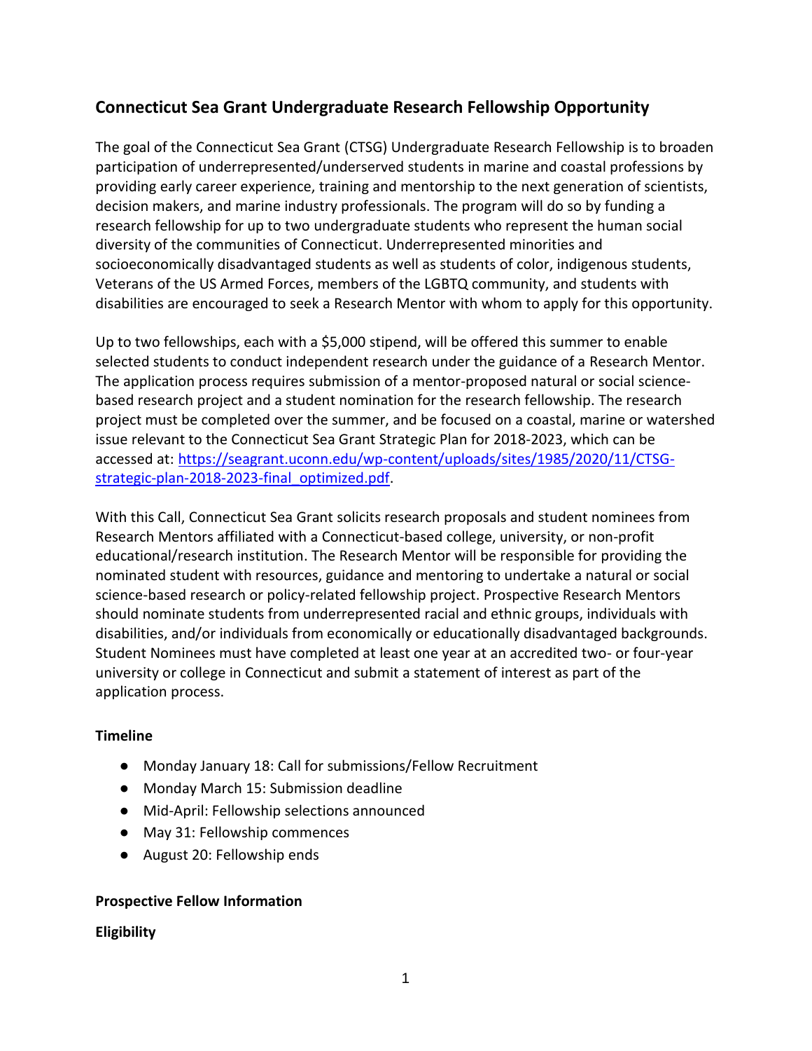## Connecticut Sea Grant Undergraduate Research Fellowship Opportunity

The goal of the Connecticut Sea Grant (CTSG) Undergraduate Research Fellowship is to broaden participation of underrepresented/underserved students in marine and coastal professions by providing early career experience, training and mentorship to the next generation of scientists, decision makers, and marine industry professionals. The program will do so by funding a research fellowship for up to two undergraduate students who represent the human social diversity of the communities of Connecticut. Underrepresented minorities and socioeconomically disadvantaged students as well as students of color, indigenous students, Veterans of the US Armed Forces, members of the LGBTQ community, and students with disabilities are encouraged to seek a Research Mentor with whom to apply for this opportunity.

Up to two fellowships, each with a $5,000 stipend, will be offered this summer to enable selected students to conduct independent research under the guidance of a Research Mentor. The application process requires submission of a mentor-proposed natural or social science-based research project and a student nomination for the research fellowship. The research project must be completed over the summer, and be focused on a coastal, marine or watershed issue relevant to the Connecticut Sea Grant Strategic Plan for 2018-2023, which can be accessed at: [https://seagrant.uconn.edu/wp-content/uploads/sites/1985/2020/11/CTSG-strategic-plan-2018-2023-final_optimized.pdf](https://seagrant.uconn.edu/wp-content/uploads/sites/1985/2020/11/CTSG-strategic-plan-2018-2023-final_optimized.pdf).

With this Call, Connecticut Sea Grant solicits research proposals and student nominees from Research Mentors affiliated with a Connecticut-based college, university, or non-profit educational/research institution. The Research Mentor will be responsible for providing the nominated student with resources, guidance and mentoring to undertake a natural or social science-based research or policy-related fellowship project. Prospective Research Mentors should nominate students from underrepresented racial and ethnic groups, individuals with disabilities, and/or individuals from economically or educationally disadvantaged backgrounds. Student Nominees must have completed at least one year at an accredited two- or four-year university or college in Connecticut and submit a statement of interest as part of the application process.

### Timeline

- Monday January 18: Call for submissions/Fellow Recruitment
- Monday March 15: Submission deadline
- Mid-April: Fellowship selections announced
- May 31: Fellowship commences
- August 20: Fellowship ends

### Prospective Fellow Information

#### Eligibility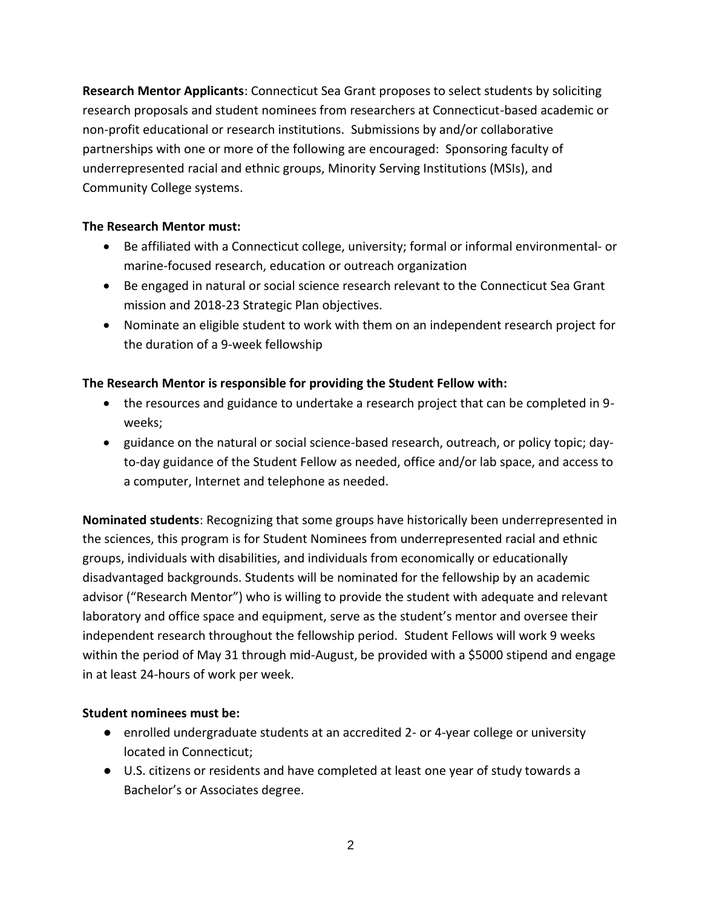**Research Mentor Applicants**: Connecticut Sea Grant proposes to select students by soliciting research proposals and student nominees from researchers at Connecticut-based academic or non-profit educational or research institutions. Submissions by and/or collaborative partnerships with one or more of the following are encouraged: Sponsoring faculty of underrepresented racial and ethnic groups, Minority Serving Institutions (MSIs), and Community College systems.

**The Research Mentor must:**

- Be affiliated with a Connecticut college, university; formal or informal environmental- or marine-focused research, education or outreach organization
- Be engaged in natural or social science research relevant to the Connecticut Sea Grant mission and 2018-23 Strategic Plan objectives.
- Nominate an eligible student to work with them on an independent research project for the duration of a 9-week fellowship

**The Research Mentor is responsible for providing the Student Fellow with:**

- the resources and guidance to undertake a research project that can be completed in 9-weeks;
- guidance on the natural or social science-based research, outreach, or policy topic; day-to-day guidance of the Student Fellow as needed, office and/or lab space, and access to a computer, Internet and telephone as needed.

**Nominated students**: Recognizing that some groups have historically been underrepresented in the sciences, this program is for Student Nominees from underrepresented racial and ethnic groups, individuals with disabilities, and individuals from economically or educationally disadvantaged backgrounds. Students will be nominated for the fellowship by an academic advisor ("Research Mentor") who is willing to provide the student with adequate and relevant laboratory and office space and equipment, serve as the student's mentor and oversee their independent research throughout the fellowship period. Student Fellows will work 9 weeks within the period of May 31 through mid-August, be provided with a $5000 stipend and engage in at least 24-hours of work per week.

**Student nominees must be:**

- enrolled undergraduate students at an accredited 2- or 4-year college or university located in Connecticut;
- U.S. citizens or residents and have completed at least one year of study towards a Bachelor's or Associates degree.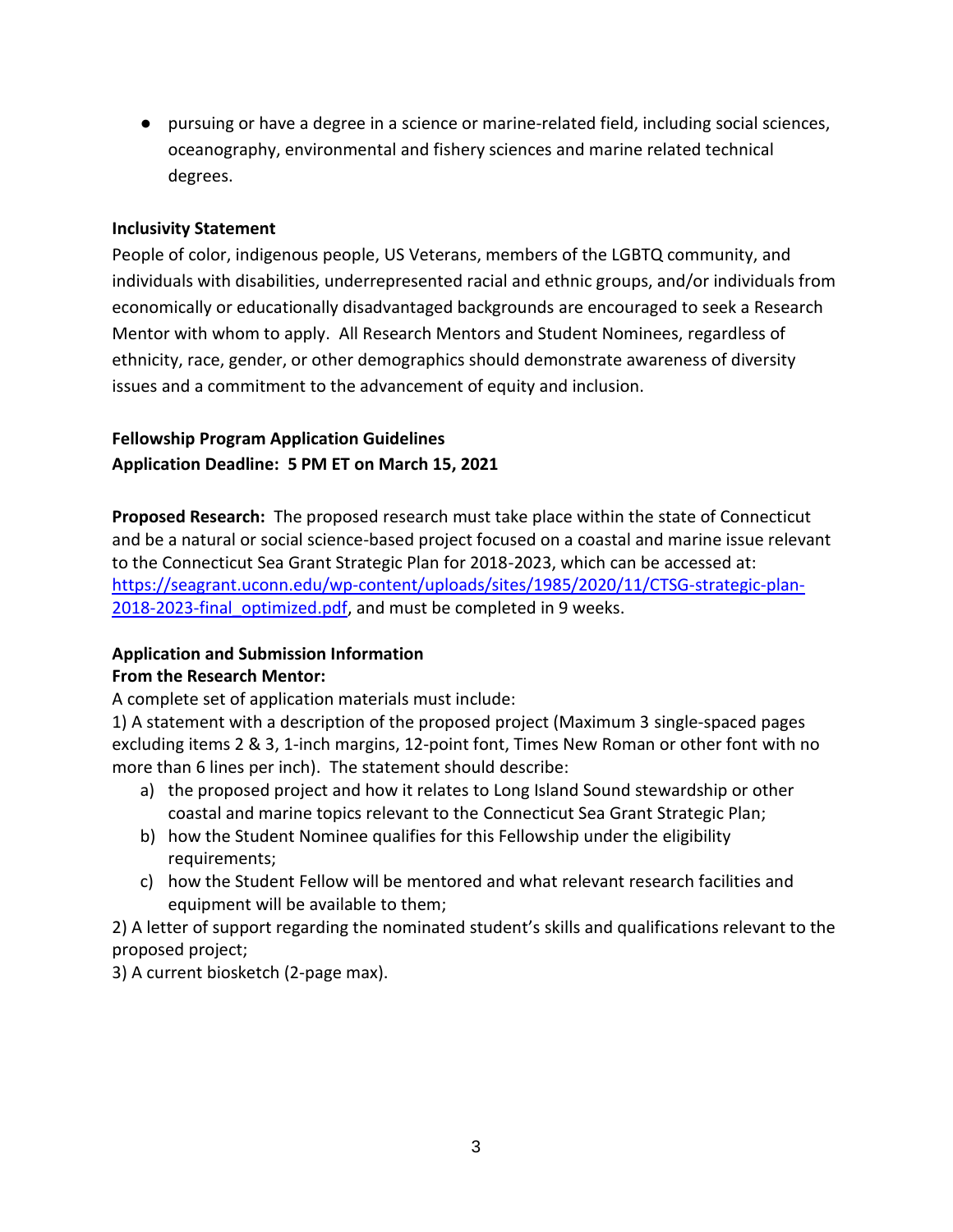- pursuing or have a degree in a science or marine-related field, including social sciences, oceanography, environmental and fishery sciences and marine related technical degrees.

**Inclusivity Statement**

People of color, indigenous people, US Veterans, members of the LGBTQ community, and individuals with disabilities, underrepresented racial and ethnic groups, and/or individuals from economically or educationally disadvantaged backgrounds are encouraged to seek a Research Mentor with whom to apply. All Research Mentors and Student Nominees, regardless of ethnicity, race, gender, or other demographics should demonstrate awareness of diversity issues and a commitment to the advancement of equity and inclusion.

**Fellowship Program Application Guidelines**
**Application Deadline: 5 PM ET on March 15, 2021**

**Proposed Research:** The proposed research must take place within the state of Connecticut and be a natural or social science-based project focused on a coastal and marine issue relevant to the Connecticut Sea Grant Strategic Plan for 2018-2023, which can be accessed at: [https://seagrant.uconn.edu/wp-content/uploads/sites/1985/2020/11/CTSG-strategic-plan-2018-2023-final_optimized.pdf](https://seagrant.uconn.edu/wp-content/uploads/sites/1985/2020/11/CTSG-strategic-plan-2018-2023-final_optimized.pdf), and must be completed in 9 weeks.

**Application and Submission Information**
**From the Research Mentor:**

A complete set of application materials must include:

1) A statement with a description of the proposed project (Maximum 3 single-spaced pages excluding items 2 & 3, 1-inch margins, 12-point font, Times New Roman or other font with no more than 6 lines per inch). The statement should describe:
   a) the proposed project and how it relates to Long Island Sound stewardship or other coastal and marine topics relevant to the Connecticut Sea Grant Strategic Plan;
   b) how the Student Nominee qualifies for this Fellowship under the eligibility requirements;
   c) how the Student Fellow will be mentored and what relevant research facilities and equipment will be available to them;

2) A letter of support regarding the nominated student's skills and qualifications relevant to the proposed project;

3) A current biosketch (2-page max).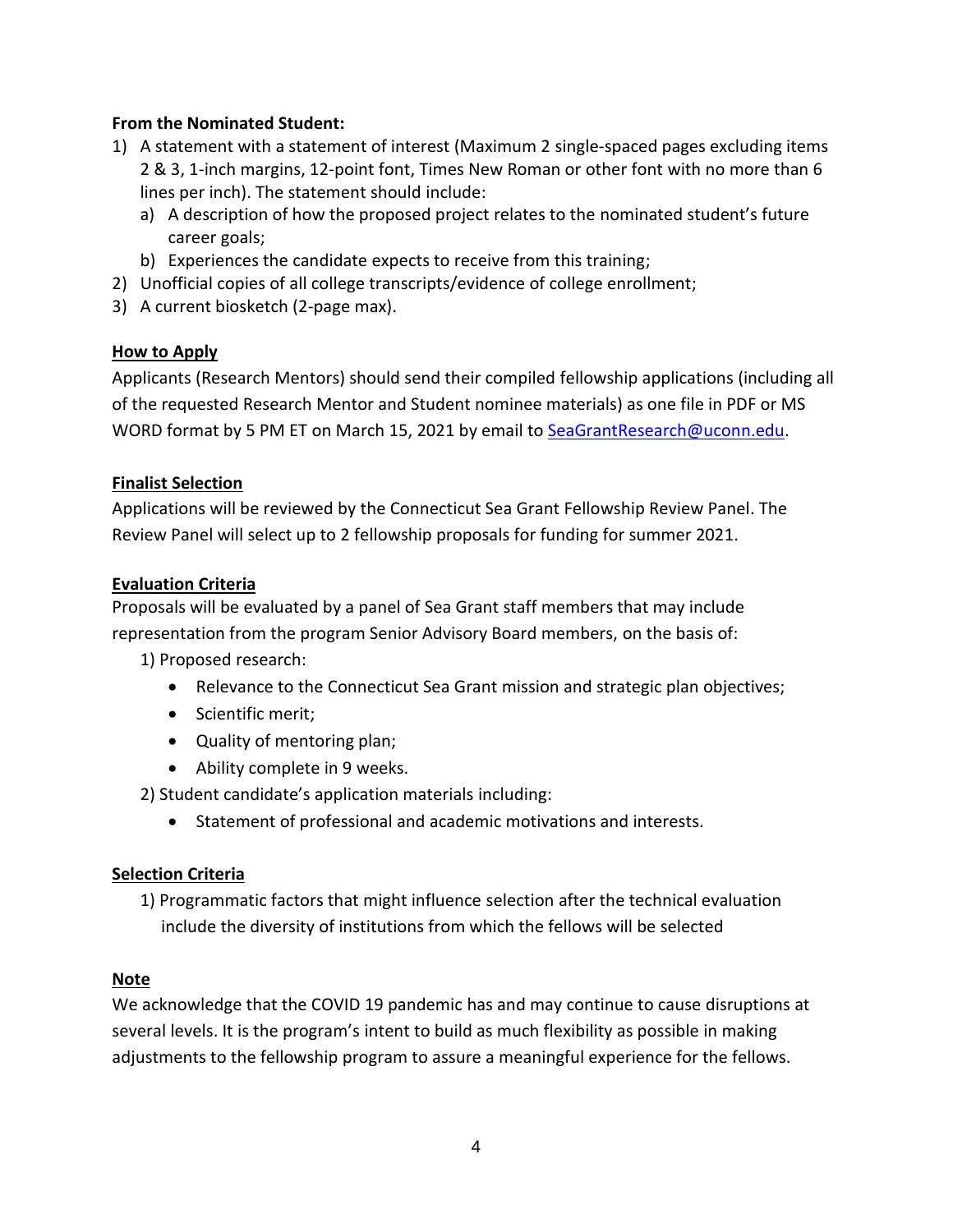**From the Nominated Student:**

1) A statement with a statement of interest (Maximum 2 single-spaced pages excluding items 2 & 3, 1-inch margins, 12-point font, Times New Roman or other font with no more than 6 lines per inch). The statement should include:
   a) A description of how the proposed project relates to the nominated student's future career goals;
   b) Experiences the candidate expects to receive from this training;
2) Unofficial copies of all college transcripts/evidence of college enrollment;
3) A current biosketch (2-page max).

**How to Apply**

Applicants (Research Mentors) should send their compiled fellowship applications (including all of the requested Research Mentor and Student nominee materials) as one file in PDF or MS WORD format by 5 PM ET on March 15, 2021 by email to [SeaGrantResearch@uconn.edu](mailto:SeaGrantResearch@uconn.edu).

**Finalist Selection**

Applications will be reviewed by the Connecticut Sea Grant Fellowship Review Panel. The Review Panel will select up to 2 fellowship proposals for funding for summer 2021.

**Evaluation Criteria**

Proposals will be evaluated by a panel of Sea Grant staff members that may include representation from the program Senior Advisory Board members, on the basis of:

1) Proposed research:
   - Relevance to the Connecticut Sea Grant mission and strategic plan objectives;
   - Scientific merit;
   - Quality of mentoring plan;
   - Ability complete in 9 weeks.
2) Student candidate's application materials including:
   - Statement of professional and academic motivations and interests.

**Selection Criteria**

1) Programmatic factors that might influence selection after the technical evaluation include the diversity of institutions from which the fellows will be selected

**Note**

We acknowledge that the COVID 19 pandemic has and may continue to cause disruptions at several levels. It is the program's intent to build as much flexibility as possible in making adjustments to the fellowship program to assure a meaningful experience for the fellows.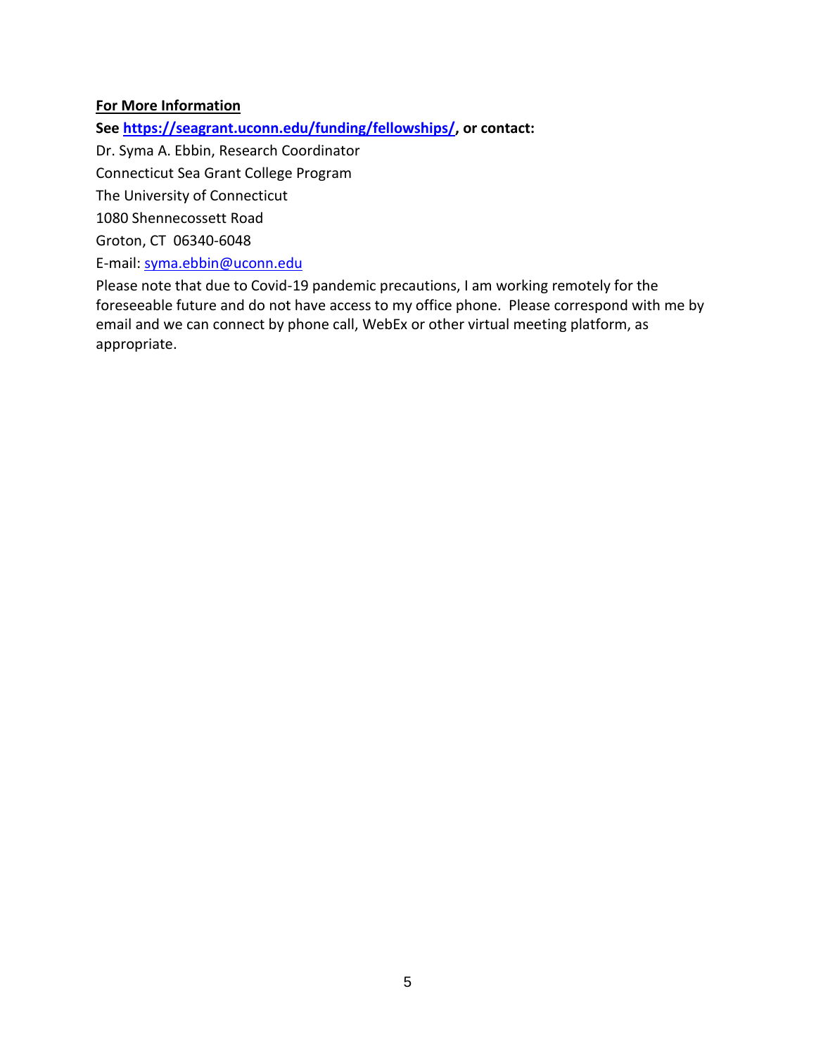**For More Information**

**See https://seagrant.uconn.edu/funding/fellowships/, or contact:**

Dr. Syma A. Ebbin, Research Coordinator
Connecticut Sea Grant College Program
The University of Connecticut
1080 Shennecossett Road
Groton, CT 06340-6048
E-mail: syma.ebbin@uconn.edu

Please note that due to Covid-19 pandemic precautions, I am working remotely for the foreseeable future and do not have access to my office phone. Please correspond with me by email and we can connect by phone call, WebEx or other virtual meeting platform, as appropriate.